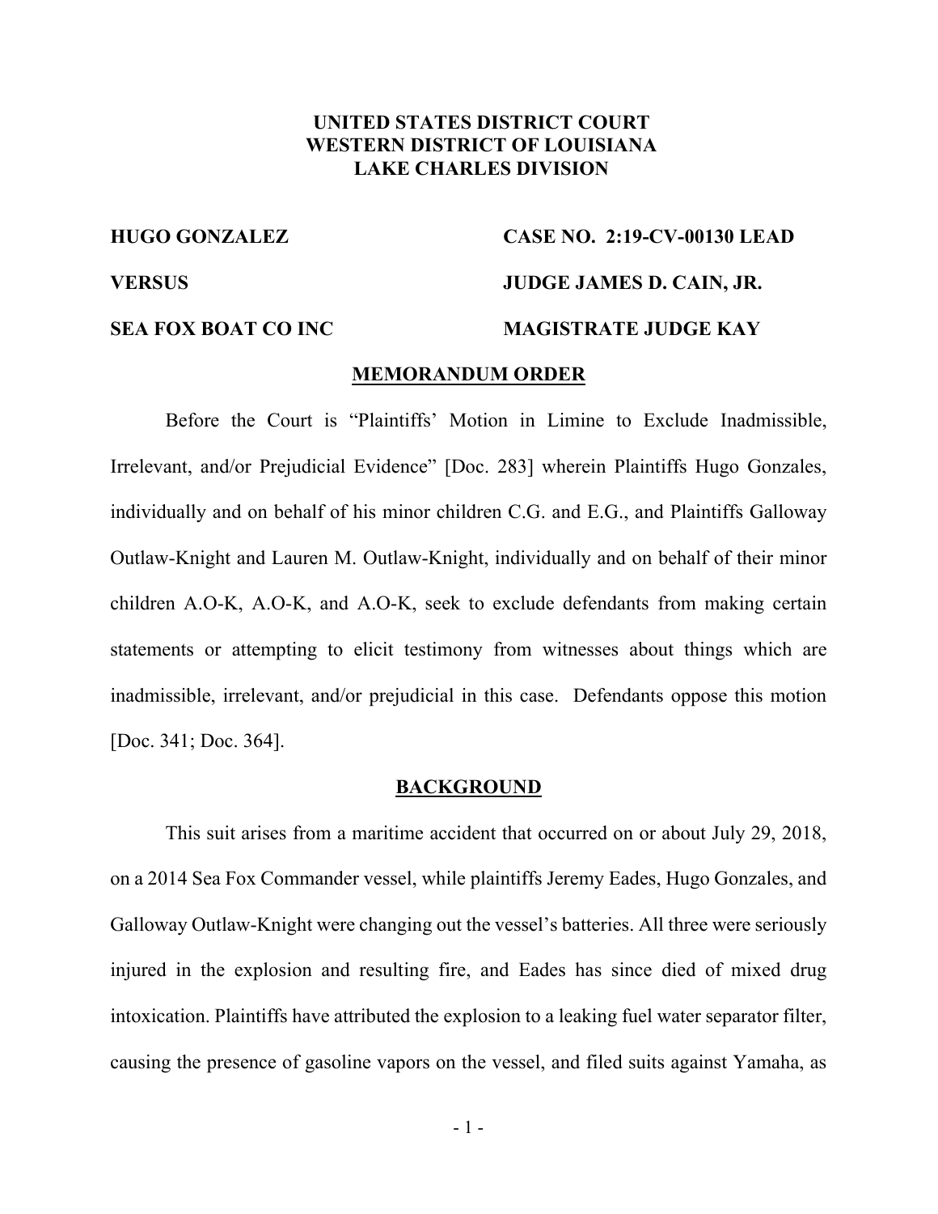**UNITED STATES DISTRICT COURT**
**WESTERN DISTRICT OF LOUISIANA**
**LAKE CHARLES DIVISION**

| | |
|---|---|
| **HUGO GONZALEZ** | **CASE NO. 2:19-CV-00130 LEAD** |
| **VERSUS** | **JUDGE JAMES D. CAIN, JR.** |
| **SEA FOX BOAT CO INC** | **MAGISTRATE JUDGE KAY** |

## MEMORANDUM ORDER

Before the Court is "Plaintiffs' Motion in Limine to Exclude Inadmissible, Irrelevant, and/or Prejudicial Evidence" [Doc. 283] wherein Plaintiffs Hugo Gonzales, individually and on behalf of his minor children C.G. and E.G., and Plaintiffs Galloway Outlaw-Knight and Lauren M. Outlaw-Knight, individually and on behalf of their minor children A.O-K, A.O-K, and A.O-K, seek to exclude defendants from making certain statements or attempting to elicit testimony from witnesses about things which are inadmissible, irrelevant, and/or prejudicial in this case. Defendants oppose this motion [Doc. 341; Doc. 364].

## BACKGROUND

This suit arises from a maritime accident that occurred on or about July 29, 2018, on a 2014 Sea Fox Commander vessel, while plaintiffs Jeremy Eades, Hugo Gonzales, and Galloway Outlaw-Knight were changing out the vessel's batteries. All three were seriously injured in the explosion and resulting fire, and Eades has since died of mixed drug intoxication. Plaintiffs have attributed the explosion to a leaking fuel water separator filter, causing the presence of gasoline vapors on the vessel, and filed suits against Yamaha, as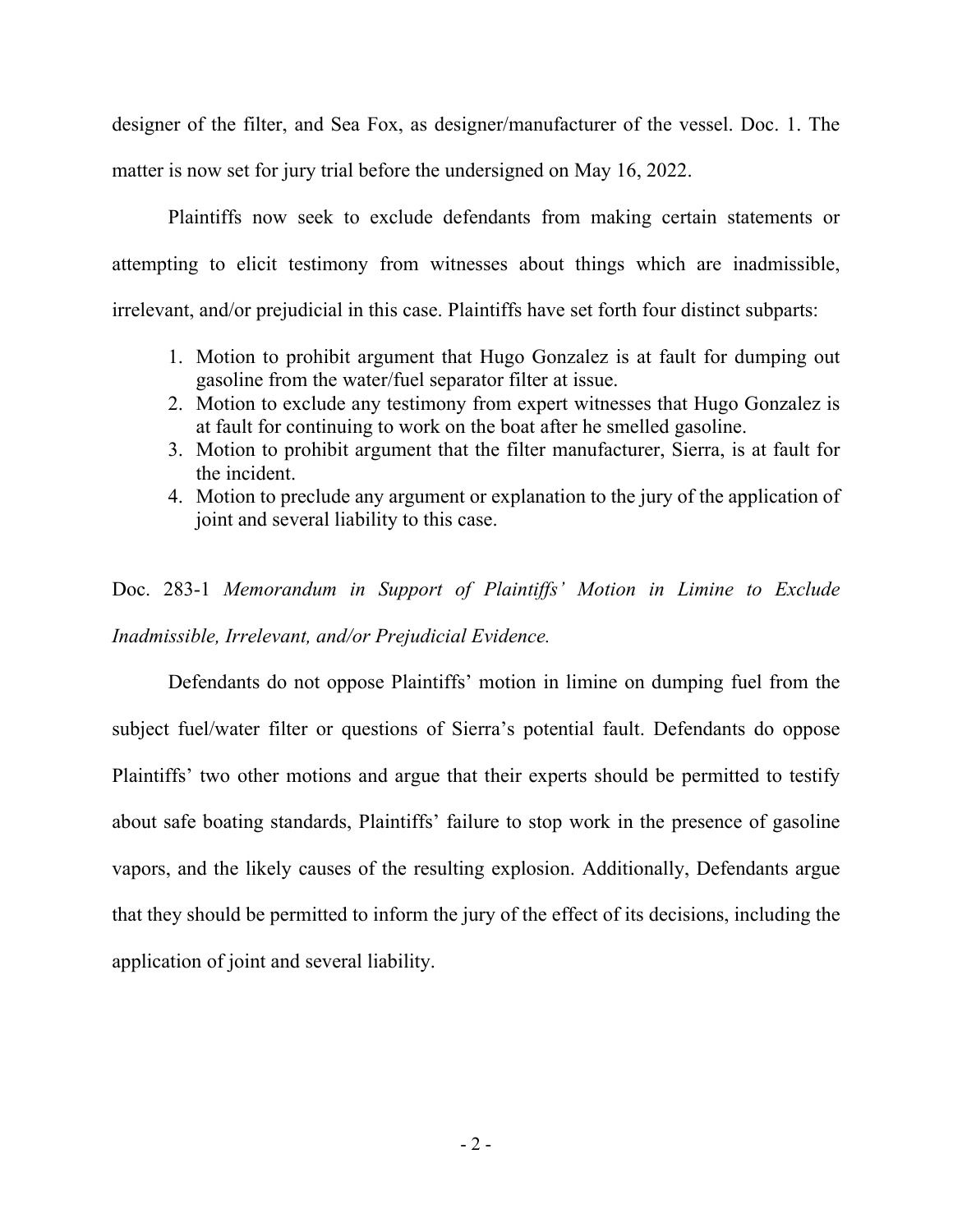designer of the filter, and Sea Fox, as designer/manufacturer of the vessel. Doc. 1. The matter is now set for jury trial before the undersigned on May 16, 2022.

Plaintiffs now seek to exclude defendants from making certain statements or attempting to elicit testimony from witnesses about things which are inadmissible, irrelevant, and/or prejudicial in this case. Plaintiffs have set forth four distinct subparts:

1. Motion to prohibit argument that Hugo Gonzalez is at fault for dumping out gasoline from the water/fuel separator filter at issue.
2. Motion to exclude any testimony from expert witnesses that Hugo Gonzalez is at fault for continuing to work on the boat after he smelled gasoline.
3. Motion to prohibit argument that the filter manufacturer, Sierra, is at fault for the incident.
4. Motion to preclude any argument or explanation to the jury of the application of joint and several liability to this case.

Doc. 283-1 *Memorandum in Support of Plaintiffs' Motion in Limine to Exclude Inadmissible, Irrelevant, and/or Prejudicial Evidence.*

Defendants do not oppose Plaintiffs' motion in limine on dumping fuel from the subject fuel/water filter or questions of Sierra's potential fault. Defendants do oppose Plaintiffs' two other motions and argue that their experts should be permitted to testify about safe boating standards, Plaintiffs' failure to stop work in the presence of gasoline vapors, and the likely causes of the resulting explosion. Additionally, Defendants argue that they should be permitted to inform the jury of the effect of its decisions, including the application of joint and several liability.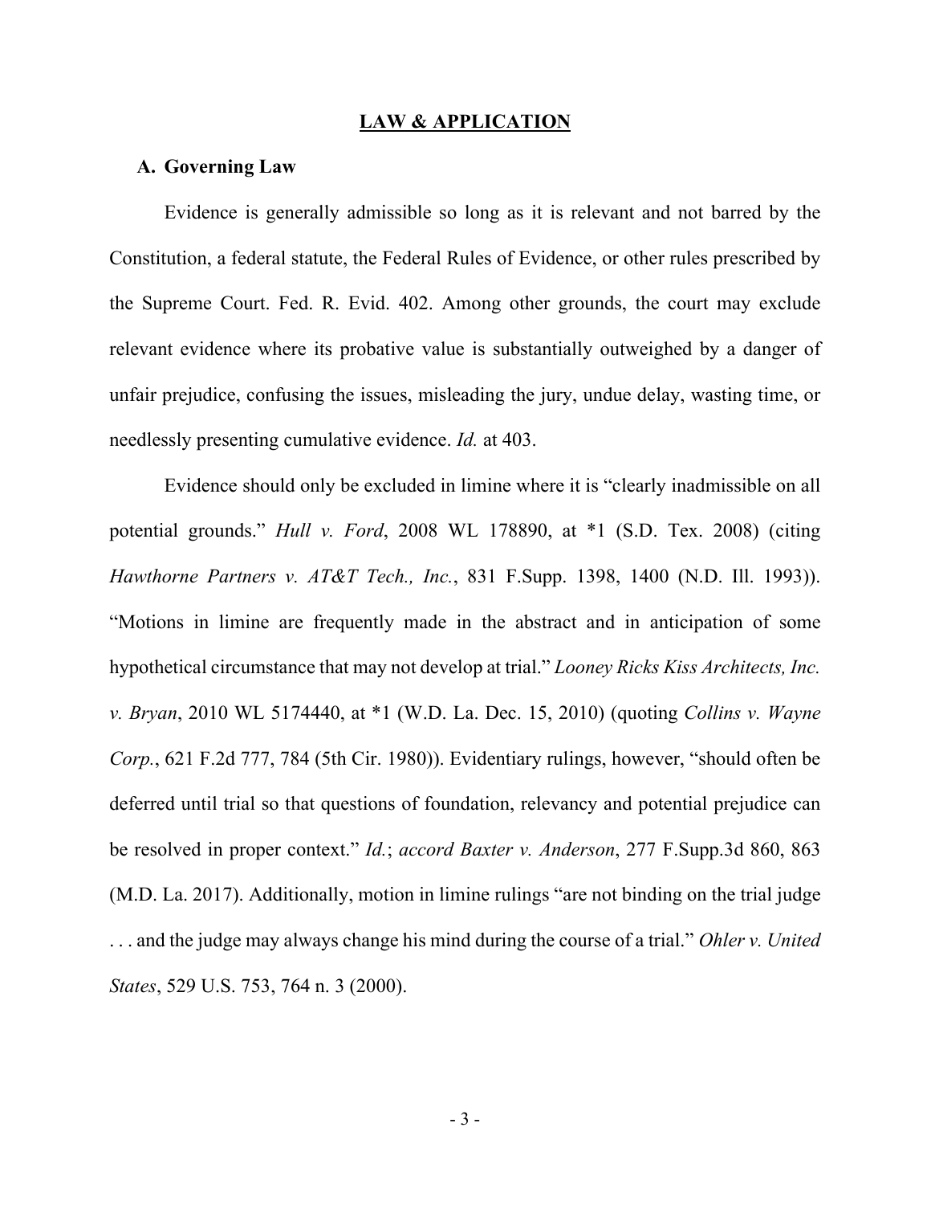## LAW & APPLICATION

### A. Governing Law

Evidence is generally admissible so long as it is relevant and not barred by the Constitution, a federal statute, the Federal Rules of Evidence, or other rules prescribed by the Supreme Court. Fed. R. Evid. 402. Among other grounds, the court may exclude relevant evidence where its probative value is substantially outweighed by a danger of unfair prejudice, confusing the issues, misleading the jury, undue delay, wasting time, or needlessly presenting cumulative evidence. *Id.* at 403.

Evidence should only be excluded in limine where it is "clearly inadmissible on all potential grounds." *Hull v. Ford*, 2008 WL 178890, at *1 (S.D. Tex. 2008) (citing *Hawthorne Partners v. AT&T Tech., Inc.*, 831 F.Supp. 1398, 1400 (N.D. Ill. 1993)). "Motions in limine are frequently made in the abstract and in anticipation of some hypothetical circumstance that may not develop at trial." *Looney Ricks Kiss Architects, Inc. v. Bryan*, 2010 WL 5174440, at *1 (W.D. La. Dec. 15, 2010) (quoting *Collins v. Wayne Corp.*, 621 F.2d 777, 784 (5th Cir. 1980)). Evidentiary rulings, however, "should often be deferred until trial so that questions of foundation, relevancy and potential prejudice can be resolved in proper context." *Id.*; *accord Baxter v. Anderson*, 277 F.Supp.3d 860, 863 (M.D. La. 2017). Additionally, motion in limine rulings "are not binding on the trial judge . . . and the judge may always change his mind during the course of a trial." *Ohler v. United States*, 529 U.S. 753, 764 n. 3 (2000).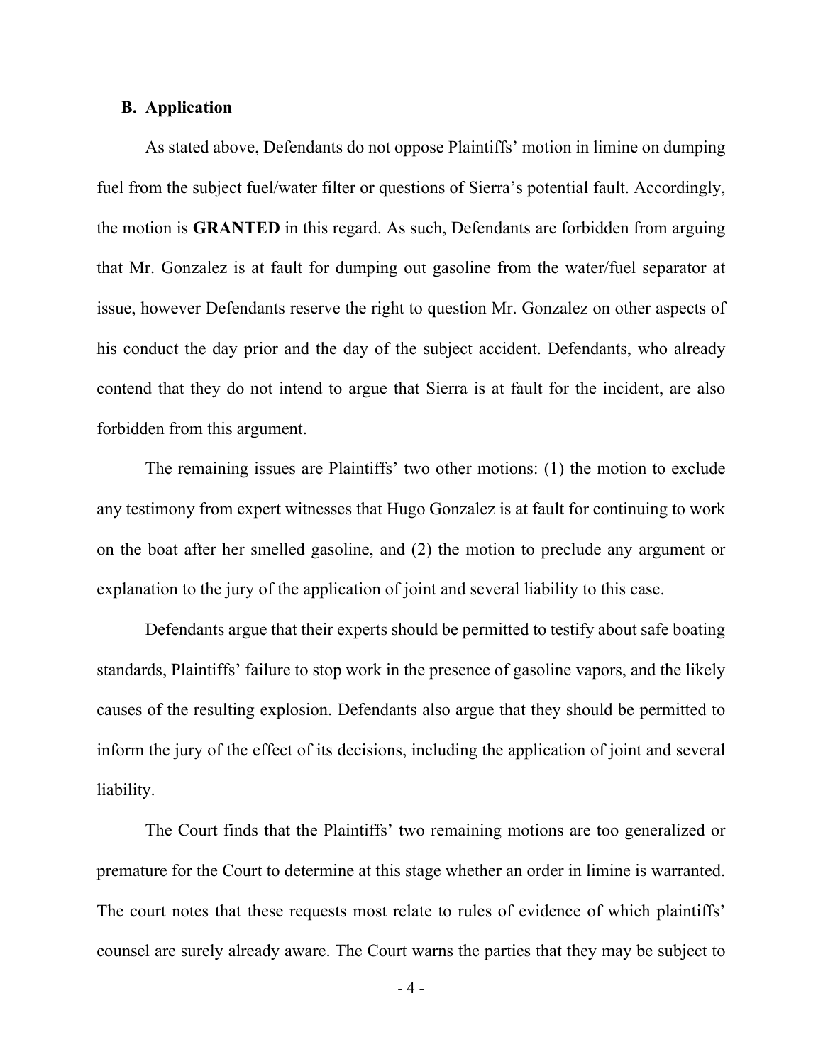### B. Application

As stated above, Defendants do not oppose Plaintiffs' motion in limine on dumping fuel from the subject fuel/water filter or questions of Sierra's potential fault. Accordingly, the motion is **GRANTED** in this regard. As such, Defendants are forbidden from arguing that Mr. Gonzalez is at fault for dumping out gasoline from the water/fuel separator at issue, however Defendants reserve the right to question Mr. Gonzalez on other aspects of his conduct the day prior and the day of the subject accident. Defendants, who already contend that they do not intend to argue that Sierra is at fault for the incident, are also forbidden from this argument.

The remaining issues are Plaintiffs' two other motions: (1) the motion to exclude any testimony from expert witnesses that Hugo Gonzalez is at fault for continuing to work on the boat after her smelled gasoline, and (2) the motion to preclude any argument or explanation to the jury of the application of joint and several liability to this case.

Defendants argue that their experts should be permitted to testify about safe boating standards, Plaintiffs' failure to stop work in the presence of gasoline vapors, and the likely causes of the resulting explosion. Defendants also argue that they should be permitted to inform the jury of the effect of its decisions, including the application of joint and several liability.

The Court finds that the Plaintiffs' two remaining motions are too generalized or premature for the Court to determine at this stage whether an order in limine is warranted. The court notes that these requests most relate to rules of evidence of which plaintiffs' counsel are surely already aware. The Court warns the parties that they may be subject to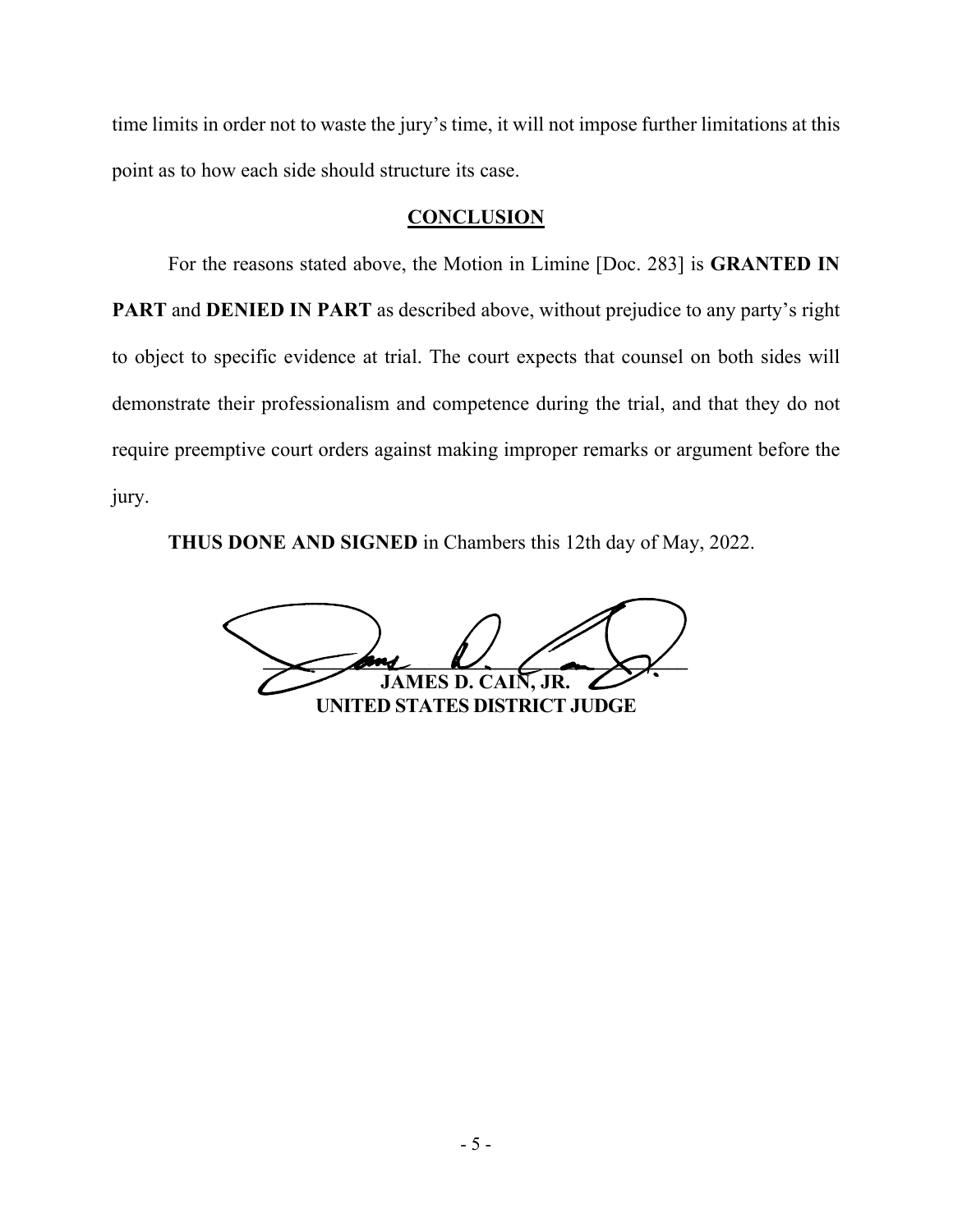time limits in order not to waste the jury's time, it will not impose further limitations at this point as to how each side should structure its case.

## CONCLUSION

For the reasons stated above, the Motion in Limine [Doc. 283] is **GRANTED IN PART** and **DENIED IN PART** as described above, without prejudice to any party's right to object to specific evidence at trial. The court expects that counsel on both sides will demonstrate their professionalism and competence during the trial, and that they do not require preemptive court orders against making improper remarks or argument before the jury.

**THUS DONE AND SIGNED** in Chambers this 12th day of May, 2022.

**JAMES D. CAIN, JR.**
**UNITED STATES DISTRICT JUDGE**